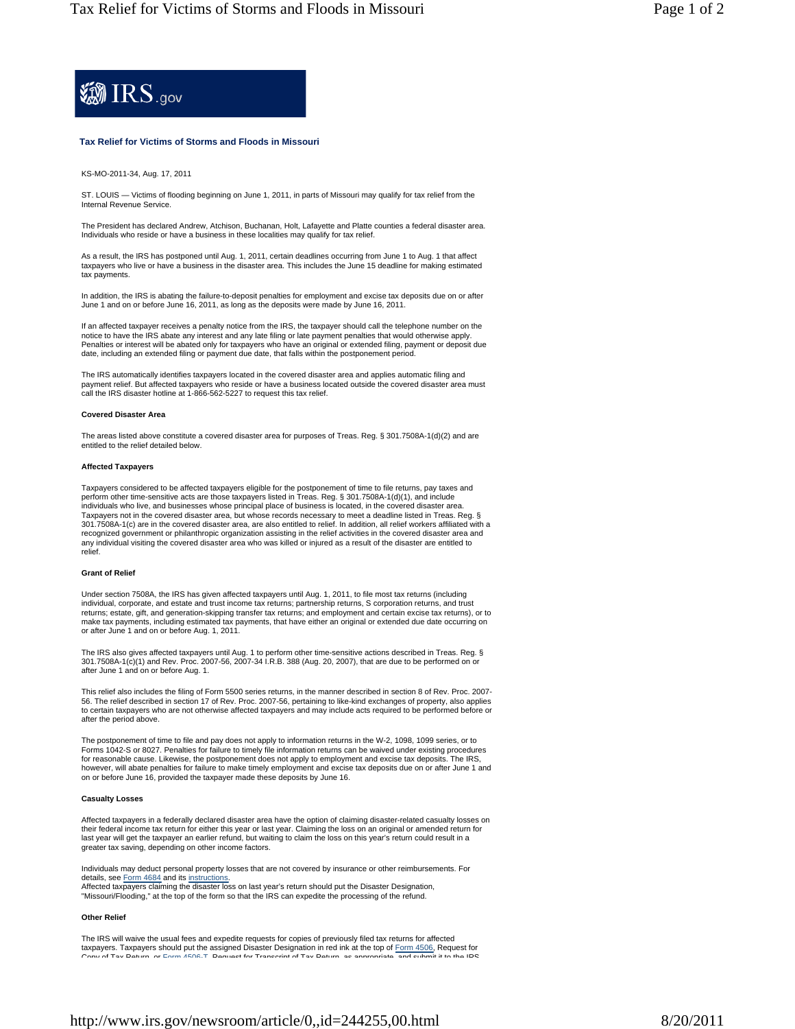IRS.gov

## Tax Relief for Victims of Storms and Floods in Missouri

KS-MO-2011-34, Aug. 17, 2011

ST. LOUIS — Victims of flooding beginning on June 1, 2011, in parts of Missouri may qualify for tax relief from the Internal Revenue Service.

The President has declared Andrew, Atchison, Buchanan, Holt, Lafayette and Platte counties a federal disaster area. Individuals who reside or have a business in these localities may qualify for tax relief.

As a result, the IRS has postponed until Aug. 1, 2011, certain deadlines occurring from June 1 to Aug. 1 that affect taxpayers who live or have a business in the disaster area. This includes the June 15 deadline for making estimated tax payments.

In addition, the IRS is abating the failure-to-deposit penalties for employment and excise tax deposits due on or after June 1 and on or before June 16, 2011, as long as the deposits were made by June 16, 2011.

If an affected taxpayer receives a penalty notice from the IRS, the taxpayer should call the telephone number on the notice to have the IRS abate any interest and any late filing or late payment penalties that would otherwise apply. Penalties or interest will be abated only for taxpayers who have an original or extended filing, payment or deposit due date, including an extended filing or payment due date, that falls within the postponement period.

The IRS automatically identifies taxpayers located in the covered disaster area and applies automatic filing and payment relief. But affected taxpayers who reside or have a business located outside the covered disaster area must call the IRS disaster hotline at 1-866-562-5227 to request this tax relief.

#### Covered Disaster Area

The areas listed above constitute a covered disaster area for purposes of Treas. Reg. § 301.7508A-1(d)(2) and are entitled to the relief detailed below.

#### Affected Taxpayers

Taxpayers considered to be affected taxpayers eligible for the postponement of time to file returns, pay taxes and perform other time-sensitive acts are those taxpayers listed in Treas. Reg. § 301.7508A-1(d)(1), and include individuals who live, and businesses whose principal place of business is located, in the covered disaster area. Taxpayers not in the covered disaster area, but whose records necessary to meet a deadline listed in Treas. Reg. § 301.7508A-1(c) are in the covered disaster area, are also entitled to relief. In addition, all relief workers affiliated with a recognized government or philanthropic organization assisting in the relief activities in the covered disaster area and any individual visiting the covered disaster area who was killed or injured as a result of the disaster are entitled to relief.

#### Grant of Relief

Under section 7508A, the IRS has given affected taxpayers until Aug. 1, 2011, to file most tax returns (including individual, corporate, and estate and trust income tax returns; partnership returns, S corporation returns, and trust returns; estate, gift, and generation-skipping transfer tax returns; and employment and certain excise tax returns), or to make tax payments, including estimated tax payments, that have either an original or extended due date occurring on or after June 1 and on or before Aug. 1, 2011.

The IRS also gives affected taxpayers until Aug. 1 to perform other time-sensitive actions described in Treas. Reg. § 301.7508A-1(c)(1) and Rev. Proc. 2007-56, 2007-34 I.R.B. 388 (Aug. 20, 2007), that are due to be performed on or after June 1 and on or before Aug. 1.

This relief also includes the filing of Form 5500 series returns, in the manner described in section 8 of Rev. Proc. 2007-56. The relief described in section 17 of Rev. Proc. 2007-56, pertaining to like-kind exchanges of property, also applies to certain taxpayers who are not otherwise affected taxpayers and may include acts required to be performed before or after the period above.

The postponement of time to file and pay does not apply to information returns in the W-2, 1098, 1099 series, or to Forms 1042-S or 8027. Penalties for failure to timely file information returns can be waived under existing procedures for reasonable cause. Likewise, the postponement does not apply to employment and excise tax deposits. The IRS, however, will abate penalties for failure to make timely employment and excise tax deposits due on or after June 1 and on or before June 16, provided the taxpayer made these deposits by June 16.

#### Casualty Losses

Affected taxpayers in a federally declared disaster area have the option of claiming disaster-related casualty losses on their federal income tax return for either this year or last year. Claiming the loss on an original or amended return for last year will get the taxpayer an earlier refund, but waiting to claim the loss on this year's return could result in a greater tax saving, depending on other income factors.

Individuals may deduct personal property losses that are not covered by insurance or other reimbursements. For details, see Form 4684 and its instructions.
Affected taxpayers claiming the disaster loss on last year's return should put the Disaster Designation, "Missouri/Flooding," at the top of the form so that the IRS can expedite the processing of the refund.

#### Other Relief

The IRS will waive the usual fees and expedite requests for copies of previously filed tax returns for affected taxpayers. Taxpayers should put the assigned Disaster Designation in red ink at the top of Form 4506, Request for Copy of Tax Return, or Form 4506-T, Request for Transcript of Tax Return, as appropriate, and submit it to the IRS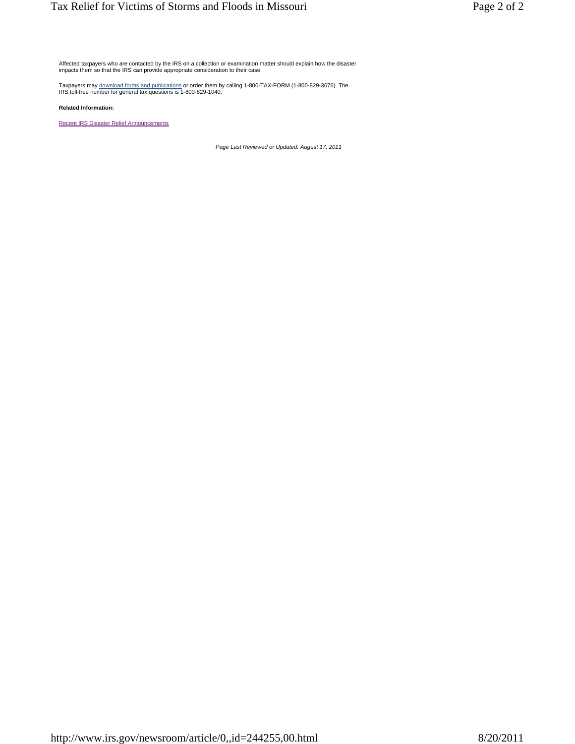Affected taxpayers who are contacted by the IRS on a collection or examination matter should explain how the disaster impacts them so that the IRS can provide appropriate consideration to their case.

Taxpayers may download forms and publications or order them by calling 1-800-TAX-FORM (1-800-829-3676). The IRS toll-free number for general tax questions is 1-800-829-1040.

**Related Information:**

Recent IRS Disaster Relief Announcements

*Page Last Reviewed or Updated: August 17, 2011*